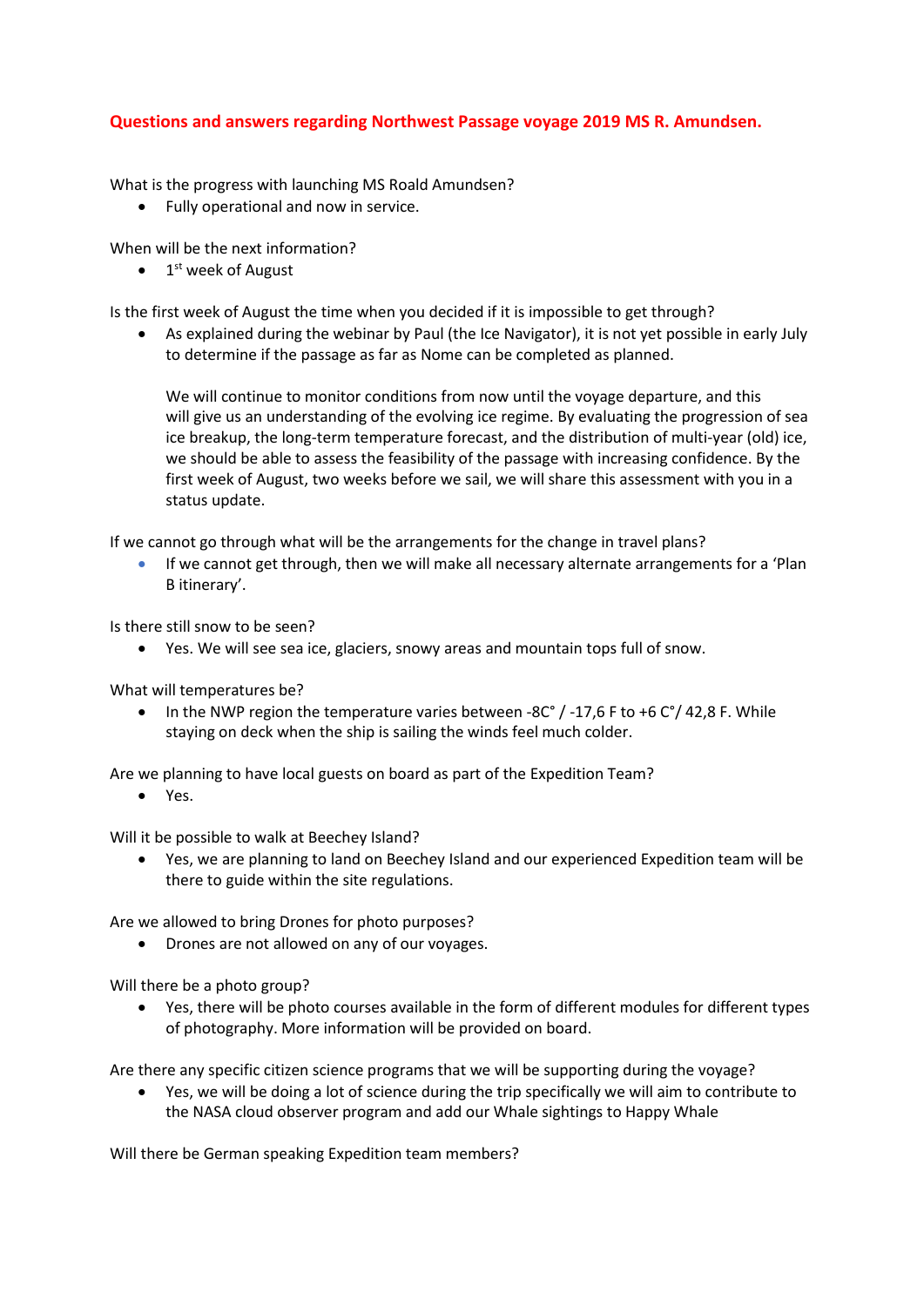# Questions and answers regarding Northwest Passage voyage 2019 MS R. Amundsen.

What is the progress with launching MS Roald Amundsen?

- Fully operational and now in service.

When will be the next information?

- 1st week of August

Is the first week of August the time when you decided if it is impossible to get through?

- As explained during the webinar by Paul (the Ice Navigator), it is not yet possible in early July to determine if the passage as far as Nome can be completed as planned.

  We will continue to monitor conditions from now until the voyage departure, and this will give us an understanding of the evolving ice regime. By evaluating the progression of sea ice breakup, the long-term temperature forecast, and the distribution of multi-year (old) ice, we should be able to assess the feasibility of the passage with increasing confidence. By the first week of August, two weeks before we sail, we will share this assessment with you in a status update.

If we cannot go through what will be the arrangements for the change in travel plans?

- If we cannot get through, then we will make all necessary alternate arrangements for a 'Plan B itinerary'.

Is there still snow to be seen?

- Yes. We will see sea ice, glaciers, snowy areas and mountain tops full of snow.

What will temperatures be?

- In the NWP region the temperature varies between -8C° / -17,6 F to +6 C°/ 42,8 F. While staying on deck when the ship is sailing the winds feel much colder.

Are we planning to have local guests on board as part of the Expedition Team?

- Yes.

Will it be possible to walk at Beechey Island?

- Yes, we are planning to land on Beechey Island and our experienced Expedition team will be there to guide within the site regulations.

Are we allowed to bring Drones for photo purposes?

- Drones are not allowed on any of our voyages.

Will there be a photo group?

- Yes, there will be photo courses available in the form of different modules for different types of photography. More information will be provided on board.

Are there any specific citizen science programs that we will be supporting during the voyage?

- Yes, we will be doing a lot of science during the trip specifically we will aim to contribute to the NASA cloud observer program and add our Whale sightings to Happy Whale

Will there be German speaking Expedition team members?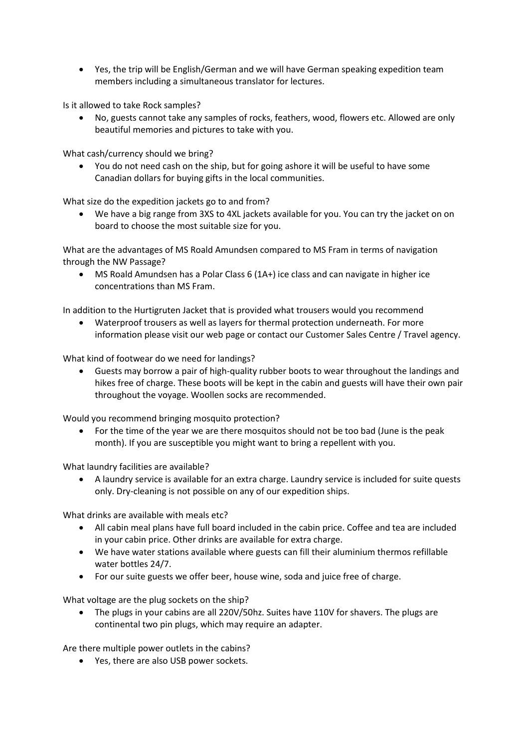- Yes, the trip will be English/German and we will have German speaking expedition team members including a simultaneous translator for lectures.

Is it allowed to take Rock samples?

- No, guests cannot take any samples of rocks, feathers, wood, flowers etc. Allowed are only beautiful memories and pictures to take with you.

What cash/currency should we bring?

- You do not need cash on the ship, but for going ashore it will be useful to have some Canadian dollars for buying gifts in the local communities.

What size do the expedition jackets go to and from?

- We have a big range from 3XS to 4XL jackets available for you. You can try the jacket on on board to choose the most suitable size for you.

What are the advantages of MS Roald Amundsen compared to MS Fram in terms of navigation through the NW Passage?

- MS Roald Amundsen has a Polar Class 6 (1A+) ice class and can navigate in higher ice concentrations than MS Fram.

In addition to the Hurtigruten Jacket that is provided what trousers would you recommend

- Waterproof trousers as well as layers for thermal protection underneath. For more information please visit our web page or contact our Customer Sales Centre / Travel agency.

What kind of footwear do we need for landings?

- Guests may borrow a pair of high-quality rubber boots to wear throughout the landings and hikes free of charge. These boots will be kept in the cabin and guests will have their own pair throughout the voyage. Woollen socks are recommended.

Would you recommend bringing mosquito protection?

- For the time of the year we are there mosquitos should not be too bad (June is the peak month). If you are susceptible you might want to bring a repellent with you.

What laundry facilities are available?

- A laundry service is available for an extra charge. Laundry service is included for suite quests only. Dry-cleaning is not possible on any of our expedition ships.

What drinks are available with meals etc?

- All cabin meal plans have full board included in the cabin price. Coffee and tea are included in your cabin price. Other drinks are available for extra charge.
- We have water stations available where guests can fill their aluminium thermos refillable water bottles 24/7.
- For our suite guests we offer beer, house wine, soda and juice free of charge.

What voltage are the plug sockets on the ship?

- The plugs in your cabins are all 220V/50hz. Suites have 110V for shavers. The plugs are continental two pin plugs, which may require an adapter.

Are there multiple power outlets in the cabins?

- Yes, there are also USB power sockets.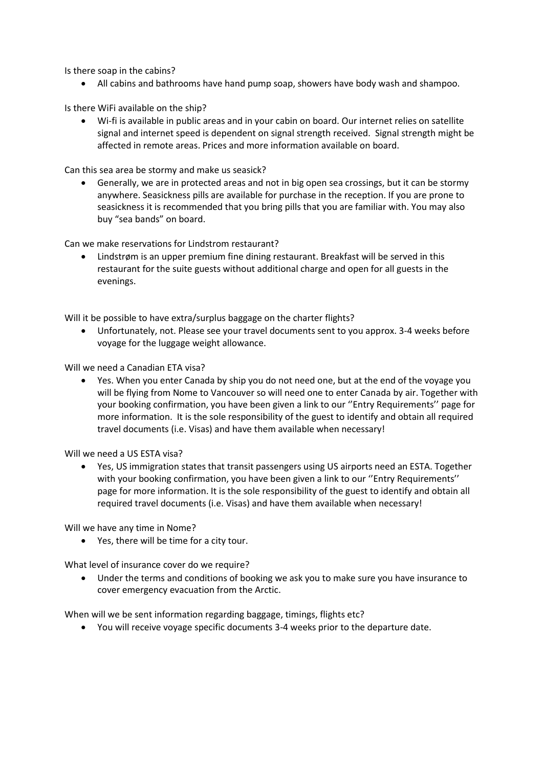Is there soap in the cabins?

- All cabins and bathrooms have hand pump soap, showers have body wash and shampoo.

Is there WiFi available on the ship?

- Wi-fi is available in public areas and in your cabin on board. Our internet relies on satellite signal and internet speed is dependent on signal strength received. Signal strength might be affected in remote areas. Prices and more information available on board.

Can this sea area be stormy and make us seasick?

- Generally, we are in protected areas and not in big open sea crossings, but it can be stormy anywhere. Seasickness pills are available for purchase in the reception. If you are prone to seasickness it is recommended that you bring pills that you are familiar with. You may also buy "sea bands" on board.

Can we make reservations for Lindstrom restaurant?

- Lindstrøm is an upper premium fine dining restaurant. Breakfast will be served in this restaurant for the suite guests without additional charge and open for all guests in the evenings.

Will it be possible to have extra/surplus baggage on the charter flights?

- Unfortunately, not. Please see your travel documents sent to you approx. 3-4 weeks before voyage for the luggage weight allowance.

Will we need a Canadian ETA visa?

- Yes. When you enter Canada by ship you do not need one, but at the end of the voyage you will be flying from Nome to Vancouver so will need one to enter Canada by air. Together with your booking confirmation, you have been given a link to our ''Entry Requirements'' page for more information. It is the sole responsibility of the guest to identify and obtain all required travel documents (i.e. Visas) and have them available when necessary!

Will we need a US ESTA visa?

- Yes, US immigration states that transit passengers using US airports need an ESTA. Together with your booking confirmation, you have been given a link to our ''Entry Requirements'' page for more information. It is the sole responsibility of the guest to identify and obtain all required travel documents (i.e. Visas) and have them available when necessary!

Will we have any time in Nome?

- Yes, there will be time for a city tour.

What level of insurance cover do we require?

- Under the terms and conditions of booking we ask you to make sure you have insurance to cover emergency evacuation from the Arctic.

When will we be sent information regarding baggage, timings, flights etc?

- You will receive voyage specific documents 3-4 weeks prior to the departure date.